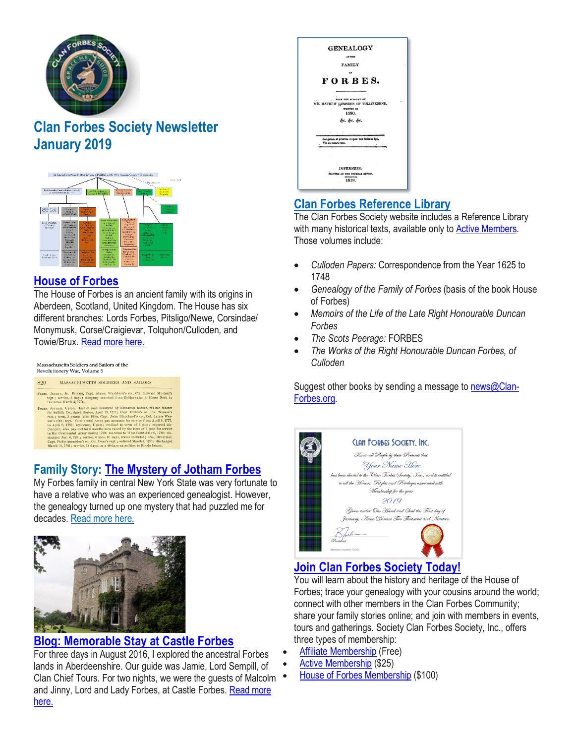# Clan Forbes Society Newsletter January 2019

## House of Forbes

The House of Forbes is an ancient family with its origins in Aberdeen, Scotland, United Kingdom. The House has six different branches: Lords Forbes, Pitsligo/Newe, Corsindae/ Monymusk, Corse/Craigievar, Tolquhon/Culloden, and Towie/Brux. Read more here.

## Family Story: The Mystery of Jotham Forbes

My Forbes family in central New York State was very fortunate to have a relative who was an experienced genealogist. However, the genealogy turned up one mystery that had puzzled me for decades. Read more here.

## Blog: Memorable Stay at Castle Forbes

For three days in August 2016, I explored the ancestral Forbes lands in Aberdeenshire. Our guide was Jamie, Lord Sempill, of Clan Chief Tours. For two nights, we were the guests of Malcolm and Jinny, Lord and Lady Forbes, at Castle Forbes. Read more here.

## Clan Forbes Reference Library

The Clan Forbes Society website includes a Reference Library with many historical texts, available only to Active Members. Those volumes include:

- *Culloden Papers:* Correspondence from the Year 1625 to 1748
- *Genealogy of the Family of Forbes* (basis of the book House of Forbes)
- *Memoirs of the Life of the Late Right Honourable Duncan Forbes*
- *The Scots Peerage:* FORBES
- *The Works of the Right Honourable Duncan Forbes, of Culloden*

Suggest other books by sending a message to news@Clan-Forbes.org.

## Join Clan Forbes Society Today!

You will learn about the history and heritage of the House of Forbes; trace your genealogy with your cousins around the world; connect with other members in the Clan Forbes Community; share your family stories online; and join with members in events, tours and gatherings. Society Clan Forbes Society, Inc., offers three types of membership:

- Affiliate Membership (Free)
- Active Membership ($25)
- House of Forbes Membership ($100)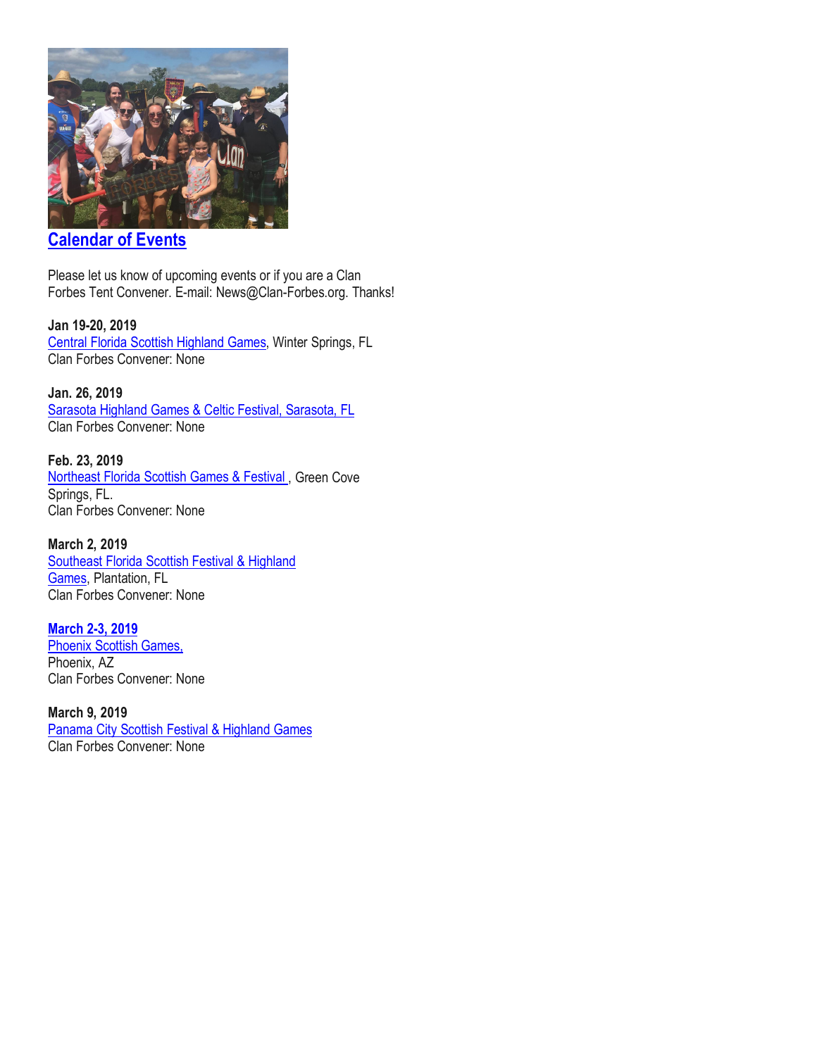## Calendar of Events

Please let us know of upcoming events or if you are a Clan Forbes Tent Convener. E-mail: News@Clan-Forbes.org. Thanks!

**Jan 19-20, 2019**
Central Florida Scottish Highland Games, Winter Springs, FL
Clan Forbes Convener: None

**Jan. 26, 2019**
Sarasota Highland Games & Celtic Festival, Sarasota, FL
Clan Forbes Convener: None

**Feb. 23, 2019**
Northeast Florida Scottish Games & Festival , Green Cove Springs, FL.
Clan Forbes Convener: None

**March 2, 2019**
Southeast Florida Scottish Festival & Highland Games, Plantation, FL
Clan Forbes Convener: None

**March 2-3, 2019**
Phoenix Scottish Games,
Phoenix, AZ
Clan Forbes Convener: None

**March 9, 2019**
Panama City Scottish Festival & Highland Games
Clan Forbes Convener: None